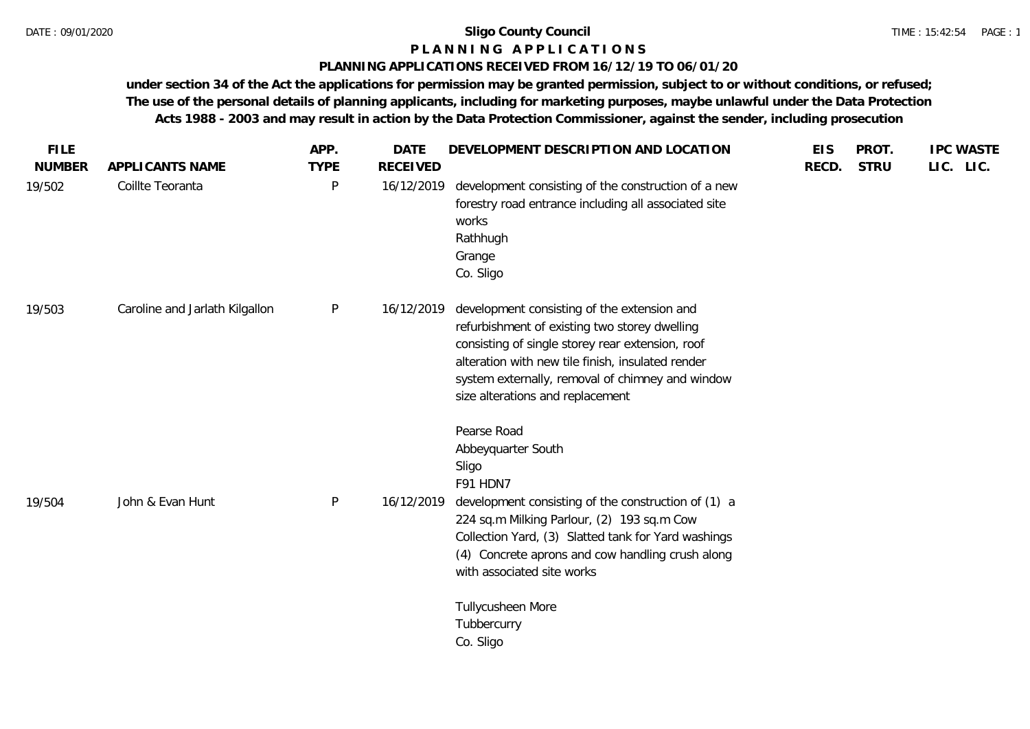# Sligo County Council

## PLANNING APPLICATIONS

### PLANNING APPLICATIONS RECEIVED FROM 16/12/19 TO 06/01/20

**under section 34 of the Act the applications for permission may be granted permission, subject to or without conditions, or refused; The use of the personal details of planning applicants, including for marketing purposes, maybe unlawful under the Data Protection Acts 1988 - 2003 and may result in action by the Data Protection Commissioner, against the sender, including prosecution**

| FILE NUMBER | APPLICANTS NAME | APP. TYPE | DATE RECEIVED | DEVELOPMENT DESCRIPTION AND LOCATION | EIS RECD. | PROT. STRU | IPC LIC. | WASTE LIC. |
|---|---|---|---|---|---|---|---|---|
| 19/502 | Coillte Teoranta | P | 16/12/2019 | development consisting of the construction of a new forestry road entrance including all associated site works<br>Rathhugh<br>Grange<br>Co. Sligo | | | | |
| 19/503 | Caroline and Jarlath Kilgallon | P | 16/12/2019 | development consisting of the extension and refurbishment of existing two storey dwelling consisting of single storey rear extension, roof alteration with new tile finish, insulated render system externally, removal of chimney and window size alterations and replacement<br><br>Pearse Road<br>Abbeyquarter South<br>Sligo<br>F91 HDN7 | | | | |
| 19/504 | John & Evan Hunt | P | 16/12/2019 | development consisting of the construction of (1) a 224 sq.m Milking Parlour, (2) 193 sq.m Cow Collection Yard, (3) Slatted tank for Yard washings (4) Concrete aprons and cow handling crush along with associated site works<br><br>Tullycusheen More<br>Tubbercurry<br>Co. Sligo | | | | |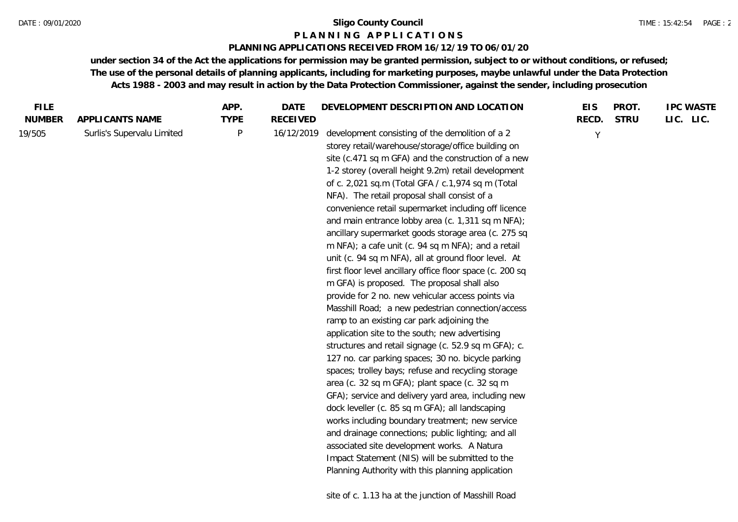# Sligo County Council

## P L A N N I N G   A P P L I C A T I O N S

### PLANNING APPLICATIONS RECEIVED FROM 16/12/19 TO 06/01/20

**under section 34 of the Act the applications for permission may be granted permission, subject to or without conditions, or refused; The use of the personal details of planning applicants, including for marketing purposes, maybe unlawful under the Data Protection Acts 1988 - 2003 and may result in action by the Data Protection Commissioner, against the sender, including prosecution**

| FILE NUMBER | APPLICANTS NAME | APP. TYPE | DATE RECEIVED | DEVELOPMENT DESCRIPTION AND LOCATION | EIS RECD. | PROT. STRU | IPC LIC. | WASTE LIC. |
|---|---|---|---|---|---|---|---|---|
| 19/505 | Surlis's Supervalu Limited | P | 16/12/2019 | development consisting of the demolition of a 2 storey retail/warehouse/storage/office building on site (c.471 sq m GFA) and the construction of a new 1-2 storey (overall height 9.2m) retail development of c. 2,021 sq.m (Total GFA / c.1,974 sq m (Total NFA). The retail proposal shall consist of a convenience retail supermarket including off licence and main entrance lobby area (c. 1,311 sq m NFA); ancillary supermarket goods storage area (c. 275 sq m NFA); a cafe unit (c. 94 sq m NFA); and a retail unit (c. 94 sq m NFA), all at ground floor level. At first floor level ancillary office floor space (c. 200 sq m GFA) is proposed. The proposal shall also provide for 2 no. new vehicular access points via Masshill Road; a new pedestrian connection/access ramp to an existing car park adjoining the application site to the south; new advertising structures and retail signage (c. 52.9 sq m GFA); c. 127 no. car parking spaces; 30 no. bicycle parking spaces; trolley bays; refuse and recycling storage area (c. 32 sq m GFA); plant space (c. 32 sq m GFA); service and delivery yard area, including new dock leveller (c. 85 sq m GFA); all landscaping works including boundary treatment; new service and drainage connections; public lighting; and all associated site development works. A Natura Impact Statement (NIS) will be submitted to the Planning Authority with this planning application<br><br>site of c. 1.13 ha at the junction of Masshill Road | Y | | | |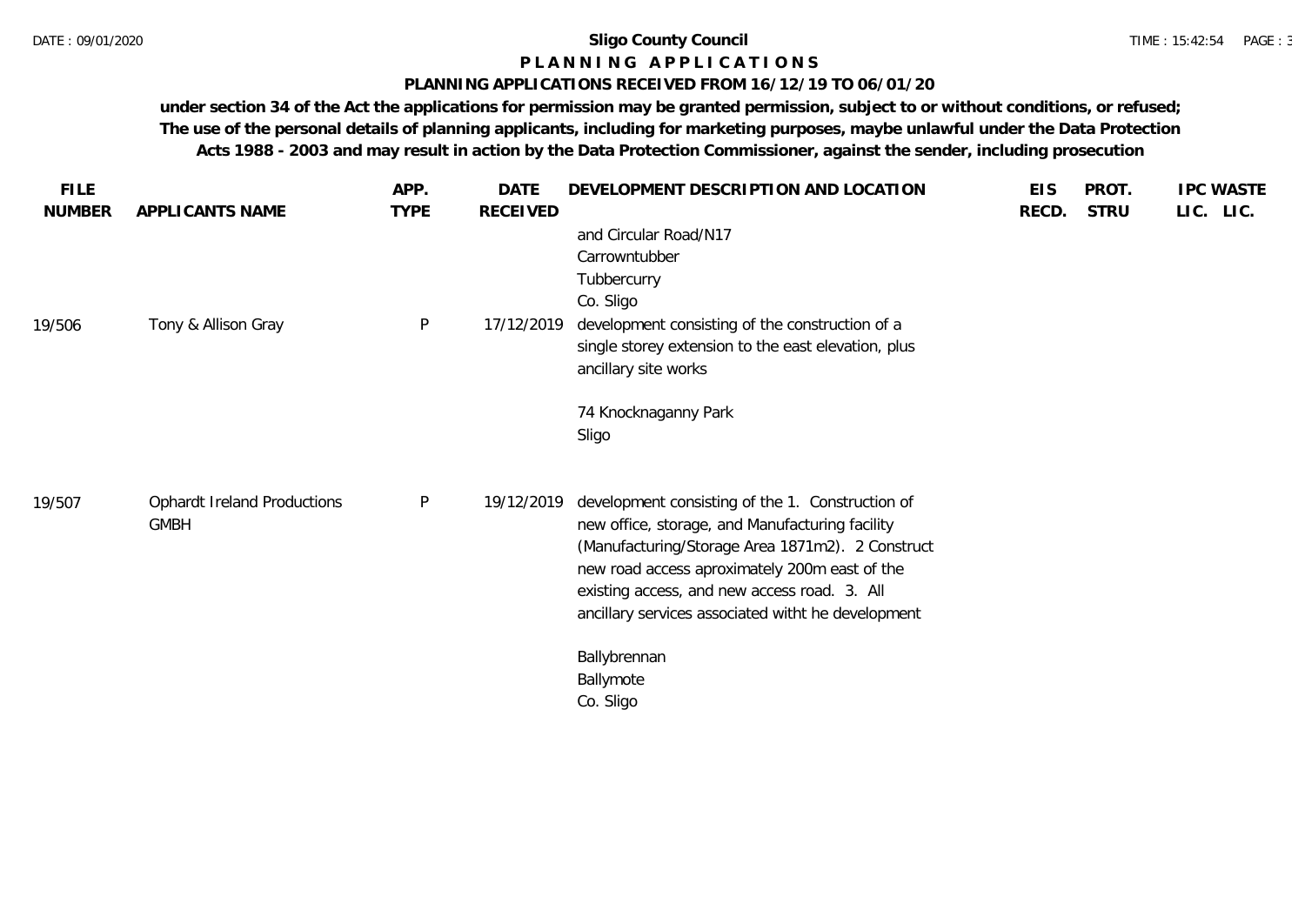**Sligo County Council**

**P L A N N I N G   A P P L I C A T I O N S**

**PLANNING APPLICATIONS RECEIVED FROM 16/12/19 TO 06/01/20**

**under section 34 of the Act the applications for permission may be granted permission, subject to or without conditions, or refused; The use of the personal details of planning applicants, including for marketing purposes, maybe unlawful under the Data Protection Acts 1988 - 2003 and may result in action by the Data Protection Commissioner, against the sender, including prosecution**

| FILE NUMBER | APPLICANTS NAME | APP. TYPE | DATE RECEIVED | DEVELOPMENT DESCRIPTION AND LOCATION | EIS RECD. | PROT. STRU | IPC LIC. | WASTE LIC. |
|---|---|---|---|---|---|---|---|---|
| | | | | and Circular Road/N17<br>Carrowntubber<br>Tubbercurry<br>Co. Sligo | | | | |
| 19/506 | Tony & Allison Gray | P | 17/12/2019 | development consisting of the construction of a single storey extension to the east elevation, plus ancillary site works<br><br>74 Knocknaganny Park<br>Sligo | | | | |
| 19/507 | Ophardt Ireland Productions GMBH | P | 19/12/2019 | development consisting of the 1. Construction of new office, storage, and Manufacturing facility (Manufacturing/Storage Area 1871m2). 2 Construct new road access aproximately 200m east of the existing access, and new access road. 3. All ancillary services associated witht he development<br><br>Ballybrennan<br>Ballymote<br>Co. Sligo | | | | |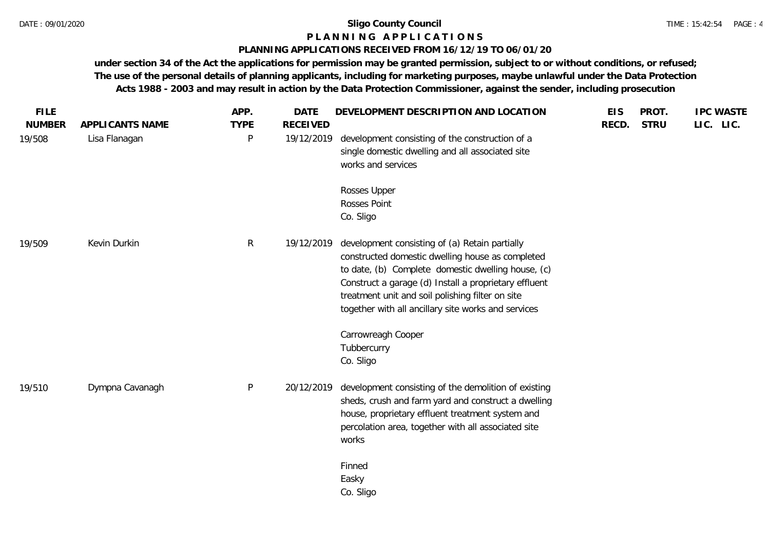# Sligo County Council

## PLANNING APPLICATIONS

### PLANNING APPLICATIONS RECEIVED FROM 16/12/19 TO 06/01/20

**under section 34 of the Act the applications for permission may be granted permission, subject to or without conditions, or refused; The use of the personal details of planning applicants, including for marketing purposes, maybe unlawful under the Data Protection Acts 1988 - 2003 and may result in action by the Data Protection Commissioner, against the sender, including prosecution**

| FILE NUMBER | APPLICANTS NAME | APP. TYPE | DATE RECEIVED | DEVELOPMENT DESCRIPTION AND LOCATION | EIS RECD. | PROT. STRU | IPC LIC. | WASTE LIC. |
|---|---|---|---|---|---|---|---|---|
| 19/508 | Lisa Flanagan | P | 19/12/2019 | development consisting of the construction of a single domestic dwelling and all associated site works and services<br><br>Rosses Upper<br>Rosses Point<br>Co. Sligo | | | | |
| 19/509 | Kevin Durkin | R | 19/12/2019 | development consisting of (a) Retain partially constructed domestic dwelling house as completed to date, (b) Complete domestic dwelling house, (c) Construct a garage (d) Install a proprietary effluent treatment unit and soil polishing filter on site together with all ancillary site works and services<br><br>Carrowreagh Cooper<br>Tubbercurry<br>Co. Sligo | | | | |
| 19/510 | Dympna Cavanagh | P | 20/12/2019 | development consisting of the demolition of existing sheds, crush and farm yard and construct a dwelling house, proprietary effluent treatment system and percolation area, together with all associated site works<br><br>Finned<br>Easky<br>Co. Sligo | | | | |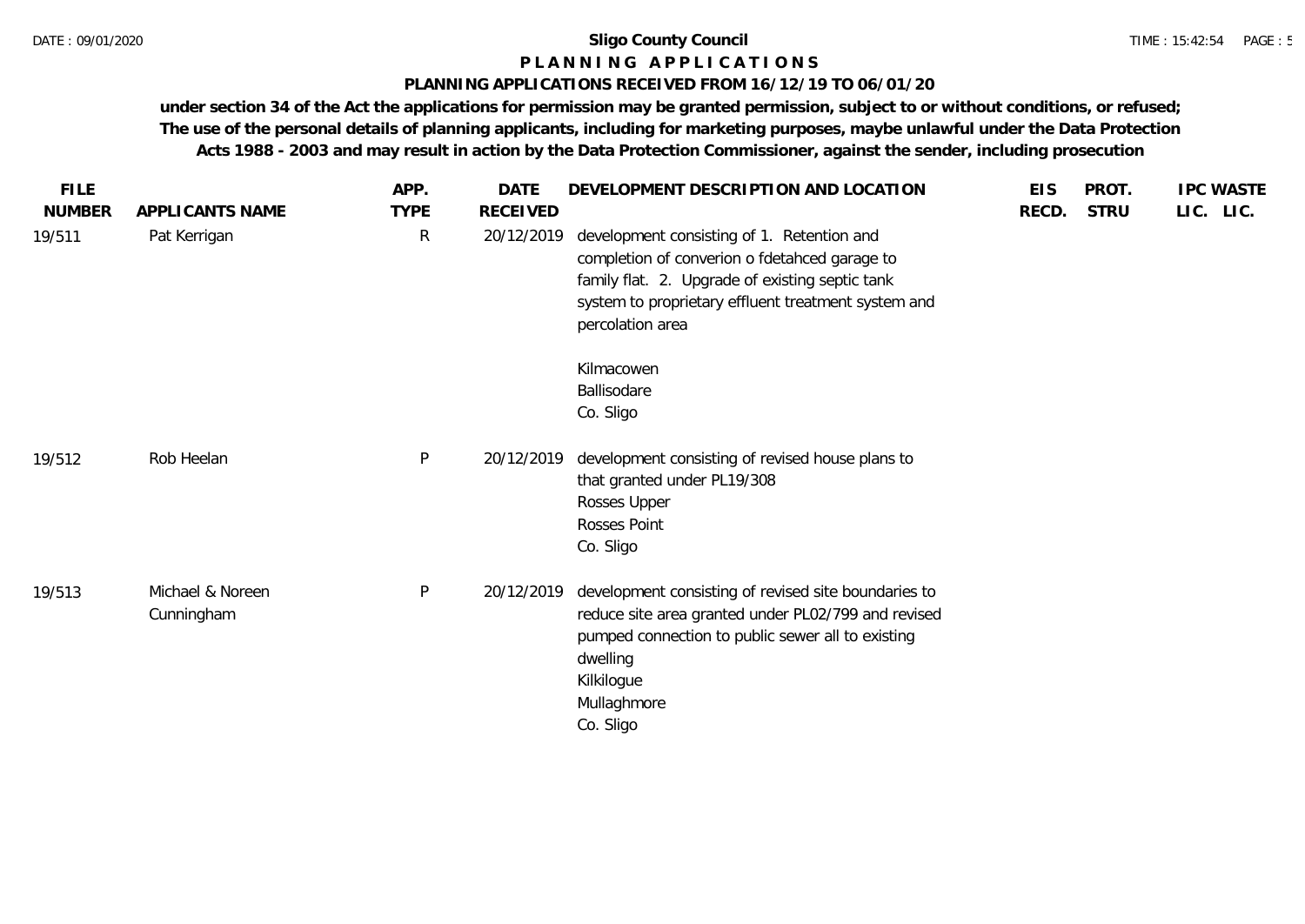**Sligo County Council**

**P L A N N I N G   A P P L I C A T I O N S**

**PLANNING APPLICATIONS RECEIVED FROM 16/12/19 TO 06/01/20**

**under section 34 of the Act the applications for permission may be granted permission, subject to or without conditions, or refused; The use of the personal details of planning applicants, including for marketing purposes, maybe unlawful under the Data Protection Acts 1988 - 2003 and may result in action by the Data Protection Commissioner, against the sender, including prosecution**

| FILE NUMBER | APPLICANTS NAME | APP. TYPE | DATE RECEIVED | DEVELOPMENT DESCRIPTION AND LOCATION | EIS RECD. | PROT. STRU | IPC LIC. | WASTE LIC. |
|---|---|---|---|---|---|---|---|---|
| 19/511 | Pat Kerrigan | R | 20/12/2019 | development consisting of 1. Retention and completion of converion o fdetahced garage to family flat. 2. Upgrade of existing septic tank system to proprietary effluent treatment system and percolation area<br><br>Kilmacowen<br>Ballisodare<br>Co. Sligo | | | | |
| 19/512 | Rob Heelan | P | 20/12/2019 | development consisting of revised house plans to that granted under PL19/308<br>Rosses Upper<br>Rosses Point<br>Co. Sligo | | | | |
| 19/513 | Michael & Noreen Cunningham | P | 20/12/2019 | development consisting of revised site boundaries to reduce site area granted under PL02/799 and revised pumped connection to public sewer all to existing dwelling<br>Kilkilogue<br>Mullaghmore<br>Co. Sligo | | | | |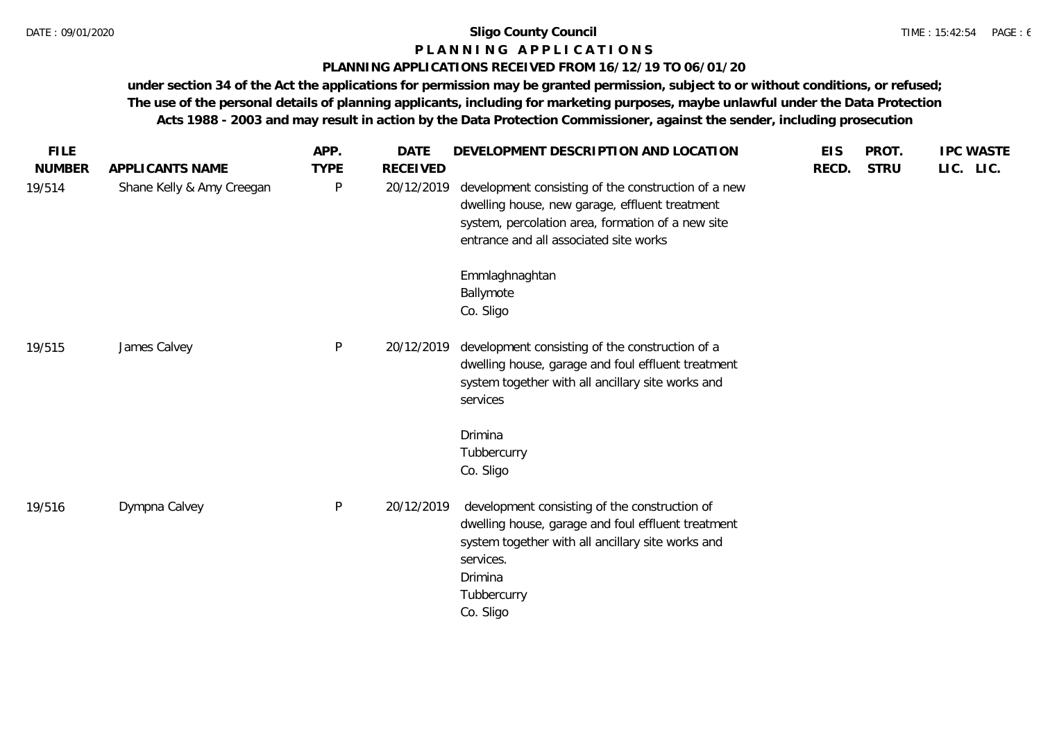**Sligo County Council**

**P L A N N I N G   A P P L I C A T I O N S**

**PLANNING APPLICATIONS RECEIVED FROM 16/12/19 TO 06/01/20**

**under section 34 of the Act the applications for permission may be granted permission, subject to or without conditions, or refused; The use of the personal details of planning applicants, including for marketing purposes, maybe unlawful under the Data Protection Acts 1988 - 2003 and may result in action by the Data Protection Commissioner, against the sender, including prosecution**

| FILE NUMBER | APPLICANTS NAME | APP. TYPE | DATE RECEIVED | DEVELOPMENT DESCRIPTION AND LOCATION | EIS RECD. | PROT. STRU | IPC LIC. | WASTE LIC. |
|---|---|---|---|---|---|---|---|---|
| 19/514 | Shane Kelly & Amy Creegan | P | 20/12/2019 | development consisting of the construction of a new dwelling house, new garage, effluent treatment system, percolation area, formation of a new site entrance and all associated site works<br><br>Emmlaghnaghtan<br>Ballymote<br>Co. Sligo | | | | |
| 19/515 | James Calvey | P | 20/12/2019 | development consisting of the construction of a dwelling house, garage and foul effluent treatment system together with all ancillary site works and services<br><br>Drimina<br>Tubbercurry<br>Co. Sligo | | | | |
| 19/516 | Dympna Calvey | P | 20/12/2019 | development consisting of the construction of dwelling house, garage and foul effluent treatment system together with all ancillary site works and services.<br>Drimina<br>Tubbercurry<br>Co. Sligo | | | | |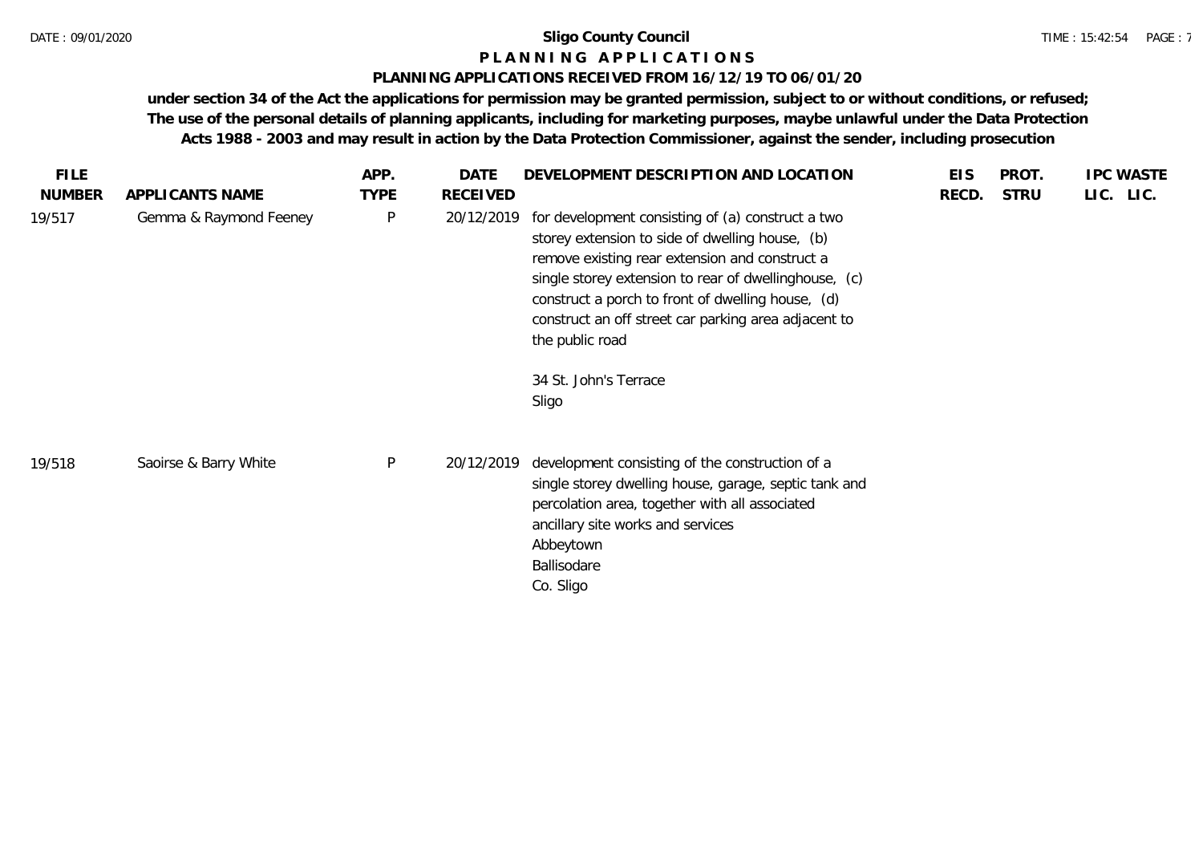**Sligo County Council**

**P L A N N I N G   A P P L I C A T I O N S**

**PLANNING APPLICATIONS RECEIVED FROM 16/12/19 TO 06/01/20**

**under section 34 of the Act the applications for permission may be granted permission, subject to or without conditions, or refused; The use of the personal details of planning applicants, including for marketing purposes, maybe unlawful under the Data Protection Acts 1988 - 2003 and may result in action by the Data Protection Commissioner, against the sender, including prosecution**

| FILE NUMBER | APPLICANTS NAME | APP. TYPE | DATE RECEIVED | DEVELOPMENT DESCRIPTION AND LOCATION | EIS RECD. | PROT. STRU | IPC LIC. | WASTE LIC. |
|---|---|---|---|---|---|---|---|---|
| 19/517 | Gemma & Raymond Feeney | P | 20/12/2019 | for development consisting of (a) construct a two storey extension to side of dwelling house, (b) remove existing rear extension and construct a single storey extension to rear of dwellinghouse, (c) construct a porch to front of dwelling house, (d) construct an off street car parking area adjacent to the public road<br><br>34 St. John's Terrace<br>Sligo | | | | |
| 19/518 | Saoirse & Barry White | P | 20/12/2019 | development consisting of the construction of a single storey dwelling house, garage, septic tank and percolation area, together with all associated ancillary site works and services<br>Abbeytown<br>Ballisodare<br>Co. Sligo | | | | |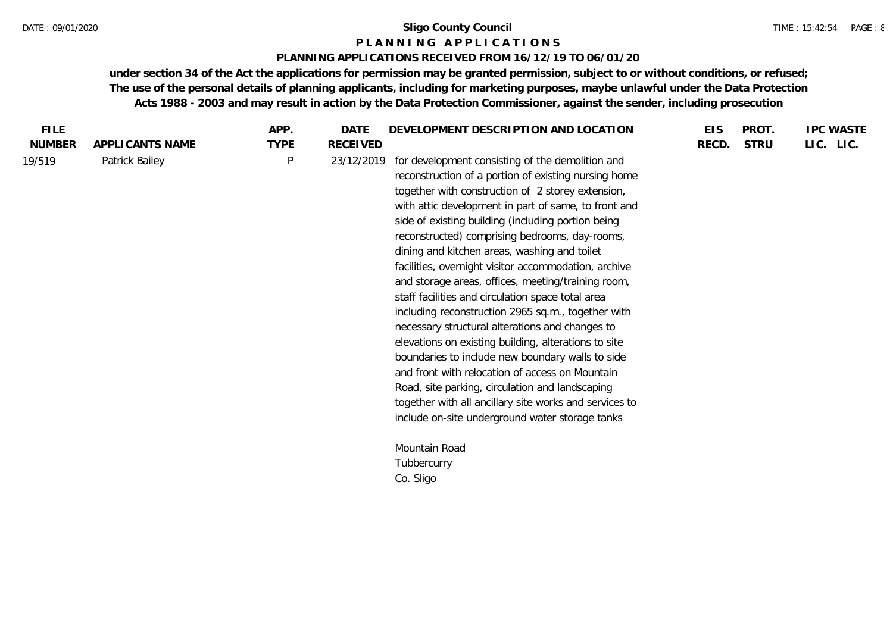**Sligo County Council**

**P L A N N I N G   A P P L I C A T I O N S**

**PLANNING APPLICATIONS RECEIVED FROM 16/12/19 TO 06/01/20**

**under section 34 of the Act the applications for permission may be granted permission, subject to or without conditions, or refused; The use of the personal details of planning applicants, including for marketing purposes, maybe unlawful under the Data Protection Acts 1988 - 2003 and may result in action by the Data Protection Commissioner, against the sender, including prosecution**

| FILE NUMBER | APPLICANTS NAME | APP. TYPE | DATE RECEIVED | DEVELOPMENT DESCRIPTION AND LOCATION | EIS RECD. | PROT. STRU | IPC LIC. | WASTE LIC. |
|---|---|---|---|---|---|---|---|---|
| 19/519 | Patrick Bailey | P | 23/12/2019 | for development consisting of the demolition and reconstruction of a portion of existing nursing home together with construction of 2 storey extension, with attic development in part of same, to front and side of existing building (including portion being reconstructed) comprising bedrooms, day-rooms, dining and kitchen areas, washing and toilet facilities, overnight visitor accommodation, archive and storage areas, offices, meeting/training room, staff facilities and circulation space total area including reconstruction 2965 sq.m., together with necessary structural alterations and changes to elevations on existing building, alterations to site boundaries to include new boundary walls to side and front with relocation of access on Mountain Road, site parking, circulation and landscaping together with all ancillary site works and services to include on-site underground water storage tanks<br><br>Mountain Road<br>Tubbercurry<br>Co. Sligo | | | | |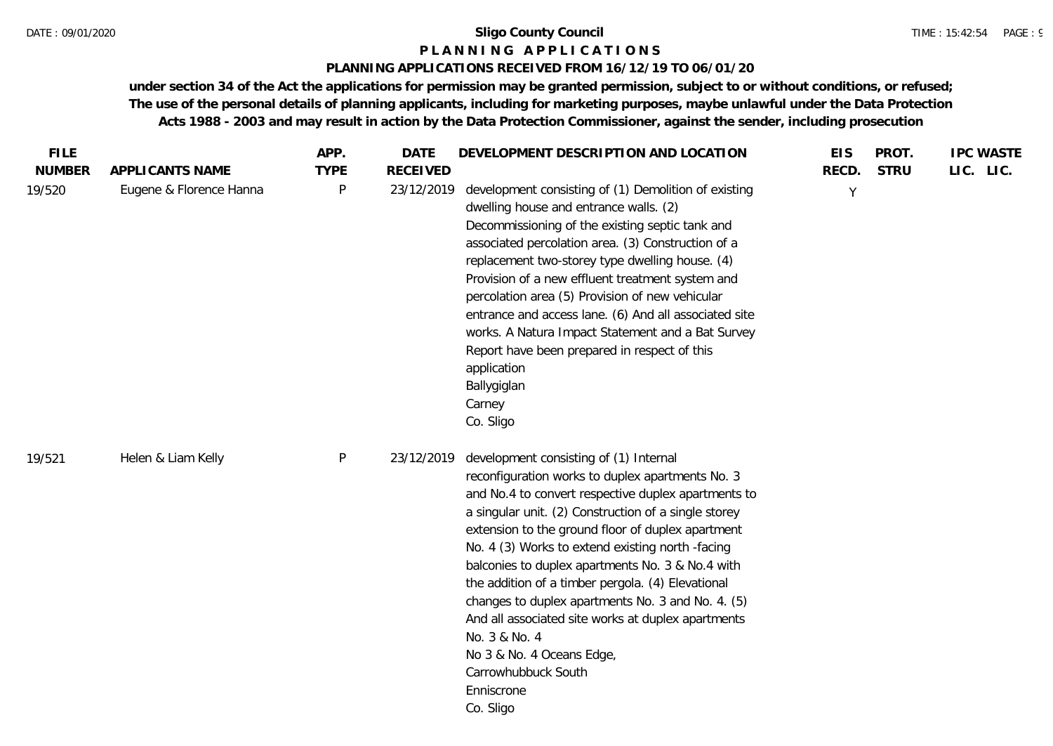**Sligo County Council**

**P L A N N I N G   A P P L I C A T I O N S**

**PLANNING APPLICATIONS RECEIVED FROM 16/12/19 TO 06/01/20**

**under section 34 of the Act the applications for permission may be granted permission, subject to or without conditions, or refused; The use of the personal details of planning applicants, including for marketing purposes, maybe unlawful under the Data Protection Acts 1988 - 2003 and may result in action by the Data Protection Commissioner, against the sender, including prosecution**

| FILE NUMBER | APPLICANTS NAME | APP. TYPE | DATE RECEIVED | DEVELOPMENT DESCRIPTION AND LOCATION | EIS RECD. | PROT. STRU | IPC LIC. | WASTE LIC. |
|---|---|---|---|---|---|---|---|---|
| 19/520 | Eugene & Florence Hanna | P | 23/12/2019 | development consisting of (1) Demolition of existing dwelling house and entrance walls. (2) Decommissioning of the existing septic tank and associated percolation area. (3) Construction of a replacement two-storey type dwelling house. (4) Provision of a new effluent treatment system and percolation area (5) Provision of new vehicular entrance and access lane. (6) And all associated site works. A Natura Impact Statement and a Bat Survey Report have been prepared in respect of this application<br>Ballygiglan<br>Carney<br>Co. Sligo | Y | | | |
| 19/521 | Helen & Liam Kelly | P | 23/12/2019 | development consisting of (1) Internal reconfiguration works to duplex apartments No. 3 and No.4 to convert respective duplex apartments to a singular unit. (2) Construction of a single storey extension to the ground floor of duplex apartment No. 4 (3) Works to extend existing north -facing balconies to duplex apartments No. 3 & No.4 with the addition of a timber pergola. (4) Elevational changes to duplex apartments No. 3 and No. 4. (5) And all associated site works at duplex apartments No. 3 & No. 4<br>No 3 & No. 4 Oceans Edge,<br>Carrowhubbuck South<br>Enniscrone<br>Co. Sligo | | | | |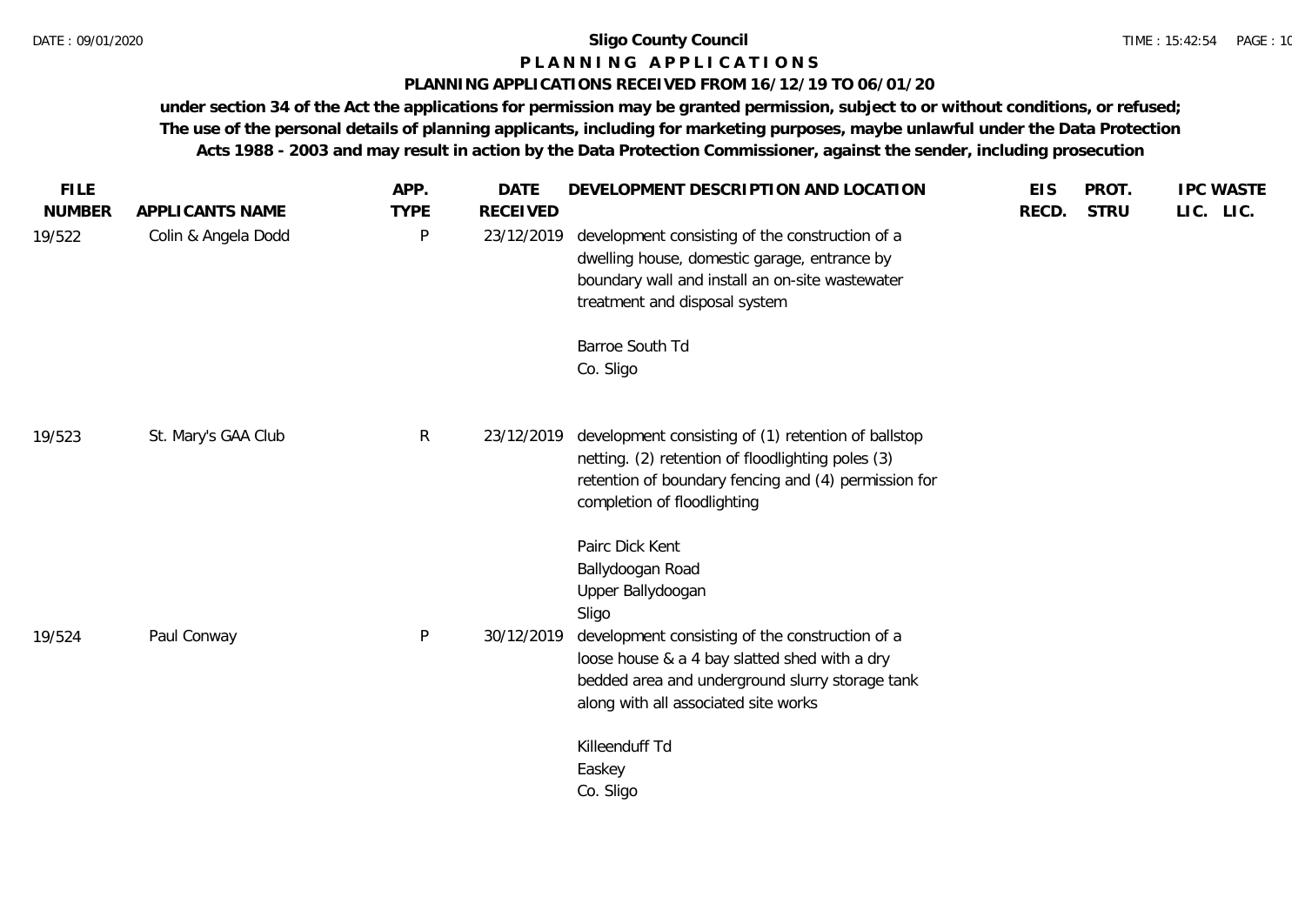**Sligo County Council**

**P L A N N I N G   A P P L I C A T I O N S**

**PLANNING APPLICATIONS RECEIVED FROM 16/12/19 TO 06/01/20**

**under section 34 of the Act the applications for permission may be granted permission, subject to or without conditions, or refused; The use of the personal details of planning applicants, including for marketing purposes, maybe unlawful under the Data Protection Acts 1988 - 2003 and may result in action by the Data Protection Commissioner, against the sender, including prosecution**

| FILE NUMBER | APPLICANTS NAME | APP. TYPE | DATE RECEIVED | DEVELOPMENT DESCRIPTION AND LOCATION | EIS RECD. | PROT. STRU | IPC LIC. | WASTE LIC. |
|---|---|---|---|---|---|---|---|---|
| 19/522 | Colin & Angela Dodd | P | 23/12/2019 | development consisting of the construction of a dwelling house, domestic garage, entrance by boundary wall and install an on-site wastewater treatment and disposal system<br><br>Barroe South Td<br>Co. Sligo | | | | |
| 19/523 | St. Mary's GAA Club | R | 23/12/2019 | development consisting of (1) retention of ballstop netting. (2) retention of floodlighting poles (3) retention of boundary fencing and (4) permission for completion of floodlighting<br><br>Pairc Dick Kent<br>Ballydoogan Road<br>Upper Ballydoogan<br>Sligo | | | | |
| 19/524 | Paul Conway | P | 30/12/2019 | development consisting of the construction of a loose house & a 4 bay slatted shed with a dry bedded area and underground slurry storage tank along with all associated site works<br><br>Killeenduff Td<br>Easkey<br>Co. Sligo | | | | |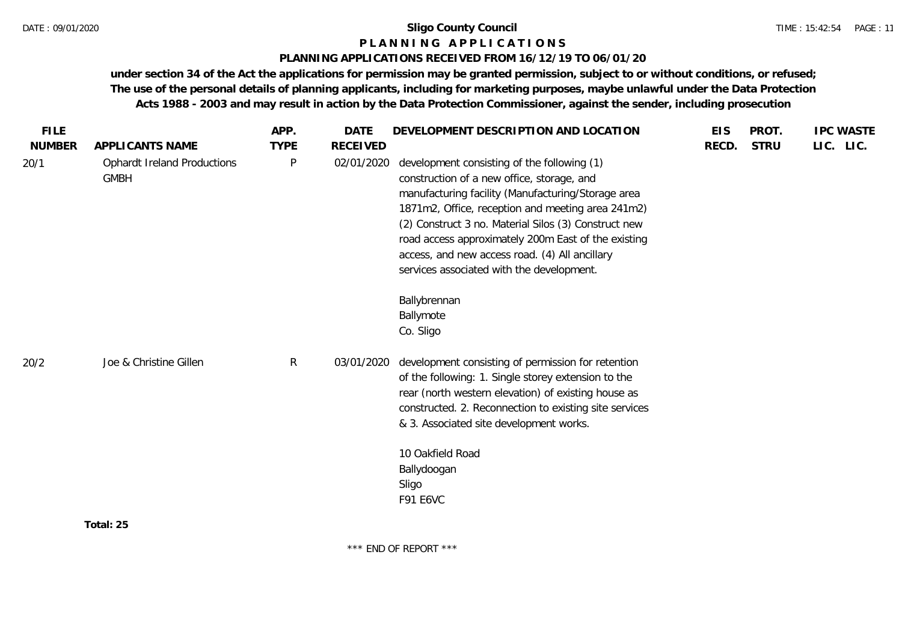**Sligo County Council**

**P L A N N I N G   A P P L I C A T I O N S**

**PLANNING APPLICATIONS RECEIVED FROM 16/12/19 TO 06/01/20**

**under section 34 of the Act the applications for permission may be granted permission, subject to or without conditions, or refused; The use of the personal details of planning applicants, including for marketing purposes, maybe unlawful under the Data Protection Acts 1988 - 2003 and may result in action by the Data Protection Commissioner, against the sender, including prosecution**

| FILE NUMBER | APPLICANTS NAME | APP. TYPE | DATE RECEIVED | DEVELOPMENT DESCRIPTION AND LOCATION | EIS RECD. | PROT. STRU | IPC LIC. | WASTE LIC. |
|---|---|---|---|---|---|---|---|---|
| 20/1 | Ophardt Ireland Productions GMBH | P | 02/01/2020 | development consisting of the following (1) construction of a new office, storage, and manufacturing facility (Manufacturing/Storage area 1871m2, Office, reception and meeting area 241m2) (2) Construct 3 no. Material Silos (3) Construct new road access approximately 200m East of the existing access, and new access road. (4) All ancillary services associated with the development.<br><br>Ballybrennan<br>Ballymote<br>Co. Sligo | | | | |
| 20/2 | Joe & Christine Gillen | R | 03/01/2020 | development consisting of permission for retention of the following: 1. Single storey extension to the rear (north western elevation) of existing house as constructed. 2. Reconnection to existing site services & 3. Associated site development works.<br><br>10 Oakfield Road<br>Ballydoogan<br>Sligo<br>F91 E6VC | | | | |

**Total: 25**

\*\*\* END OF REPORT \*\*\*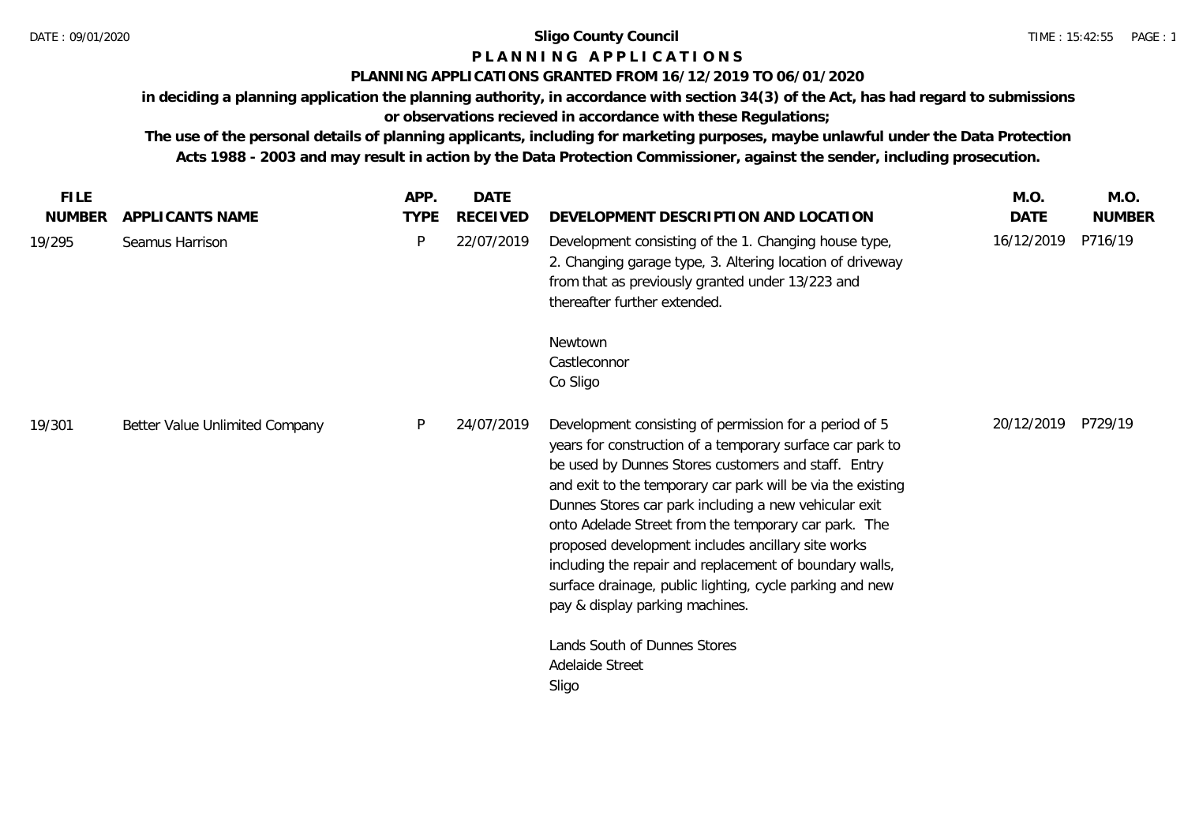**Sligo County Council**

**P L A N N I N G   A P P L I C A T I O N S**

**PLANNING APPLICATIONS GRANTED FROM 16/12/2019 TO 06/01/2020**

**in deciding a planning application the planning authority, in accordance with section 34(3) of the Act, has had regard to submissions or observations recieved in accordance with these Regulations;**

**The use of the personal details of planning applicants, including for marketing purposes, maybe unlawful under the Data Protection Acts 1988 - 2003 and may result in action by the Data Protection Commissioner, against the sender, including prosecution.**

| FILE NUMBER | APPLICANTS NAME | APP. TYPE | DATE RECEIVED | DEVELOPMENT DESCRIPTION AND LOCATION | M.O. DATE | M.O. NUMBER |
|---|---|---|---|---|---|---|
| 19/295 | Seamus Harrison | P | 22/07/2019 | Development consisting of the 1. Changing house type, 2. Changing garage type, 3. Altering location of driveway from that as previously granted under 13/223 and thereafter further extended.<br><br>Newtown<br>Castleconnor<br>Co Sligo | 16/12/2019 | P716/19 |
| 19/301 | Better Value Unlimited Company | P | 24/07/2019 | Development consisting of permission for a period of 5 years for construction of a temporary surface car park to be used by Dunnes Stores customers and staff. Entry and exit to the temporary car park will be via the existing Dunnes Stores car park including a new vehicular exit onto Adelade Street from the temporary car park. The proposed development includes ancillary site works including the repair and replacement of boundary walls, surface drainage, public lighting, cycle parking and new pay & display parking machines.<br><br>Lands South of Dunnes Stores<br>Adelaide Street<br>Sligo | 20/12/2019 | P729/19 |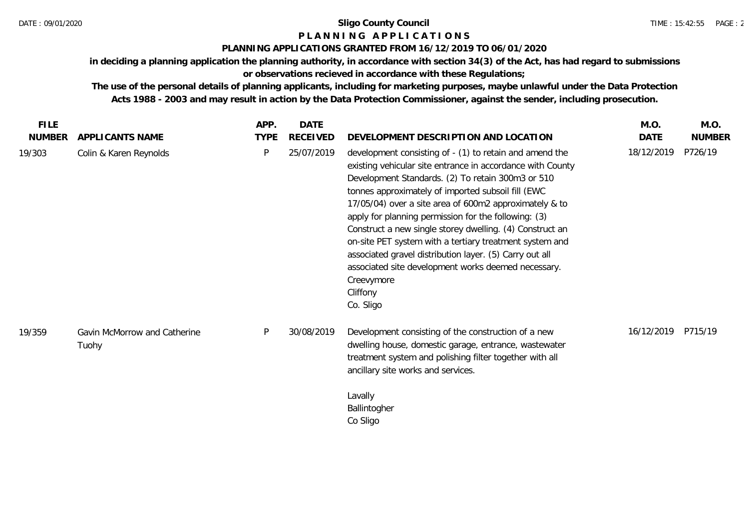**Sligo County Council**

**P L A N N I N G   A P P L I C A T I O N S**

**PLANNING APPLICATIONS GRANTED FROM 16/12/2019 TO 06/01/2020**

**in deciding a planning application the planning authority, in accordance with section 34(3) of the Act, has had regard to submissions or observations recieved in accordance with these Regulations;**

**The use of the personal details of planning applicants, including for marketing purposes, maybe unlawful under the Data Protection Acts 1988 - 2003 and may result in action by the Data Protection Commissioner, against the sender, including prosecution.**

| FILE NUMBER | APPLICANTS NAME | APP. TYPE | DATE RECEIVED | DEVELOPMENT DESCRIPTION AND LOCATION | M.O. DATE | M.O. NUMBER |
|---|---|---|---|---|---|---|
| 19/303 | Colin & Karen Reynolds | P | 25/07/2019 | development consisting of - (1) to retain and amend the existing vehicular site entrance in accordance with County Development Standards. (2) To retain 300m3 or 510 tonnes approximately of imported subsoil fill (EWC 17/05/04) over a site area of 600m2 approximately & to apply for planning permission for the following: (3) Construct a new single storey dwelling. (4) Construct an on-site PET system with a tertiary treatment system and associated gravel distribution layer. (5) Carry out all associated site development works deemed necessary. Creevymore Cliffony Co. Sligo | 18/12/2019 | P726/19 |
| 19/359 | Gavin McMorrow and Catherine Tuohy | P | 30/08/2019 | Development consisting of the construction of a new dwelling house, domestic garage, entrance, wastewater treatment system and polishing filter together with all ancillary site works and services. Lavally Ballintogher Co Sligo | 16/12/2019 | P715/19 |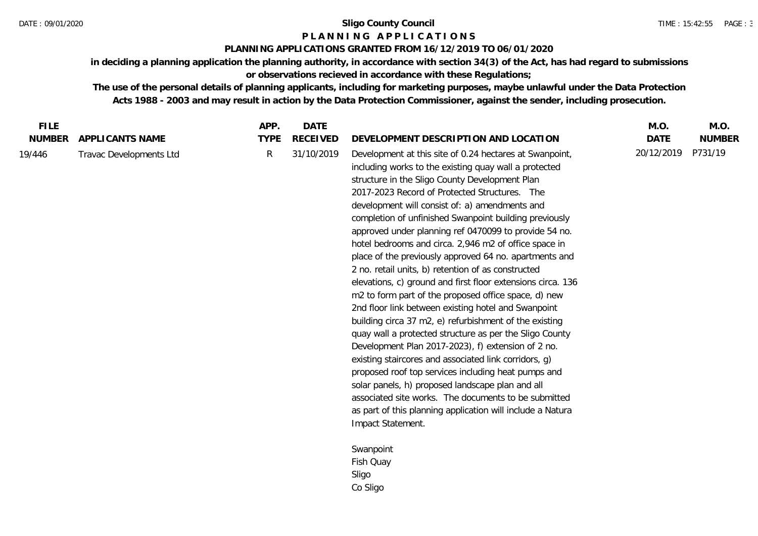**Sligo County Council**

**P L A N N I N G   A P P L I C A T I O N S**

**PLANNING APPLICATIONS GRANTED FROM 16/12/2019 TO 06/01/2020**

**in deciding a planning application the planning authority, in accordance with section 34(3) of the Act, has had regard to submissions or observations recieved in accordance with these Regulations;**

**The use of the personal details of planning applicants, including for marketing purposes, maybe unlawful under the Data Protection Acts 1988 - 2003 and may result in action by the Data Protection Commissioner, against the sender, including prosecution.**

| FILE NUMBER | APPLICANTS NAME | APP. TYPE | DATE RECEIVED | DEVELOPMENT DESCRIPTION AND LOCATION | M.O. DATE | M.O. NUMBER |
|---|---|---|---|---|---|---|
| 19/446 | Travac Developments Ltd | R | 31/10/2019 | Development at this site of 0.24 hectares at Swanpoint, including works to the existing quay wall a protected structure in the Sligo County Development Plan 2017-2023 Record of Protected Structures. The development will consist of: a) amendments and completion of unfinished Swanpoint building previously approved under planning ref 0470099 to provide 54 no. hotel bedrooms and circa. 2,946 m2 of office space in place of the previously approved 64 no. apartments and 2 no. retail units, b) retention of as constructed elevations, c) ground and first floor extensions circa. 136 m2 to form part of the proposed office space, d) new 2nd floor link between existing hotel and Swanpoint building circa 37 m2, e) refurbishment of the existing quay wall a protected structure as per the Sligo County Development Plan 2017-2023), f) extension of 2 no. existing staircores and associated link corridors, g) proposed roof top services including heat pumps and solar panels, h) proposed landscape plan and all associated site works. The documents to be submitted as part of this planning application will include a Natura Impact Statement.<br><br>Swanpoint<br>Fish Quay<br>Sligo<br>Co Sligo | 20/12/2019 | P731/19 |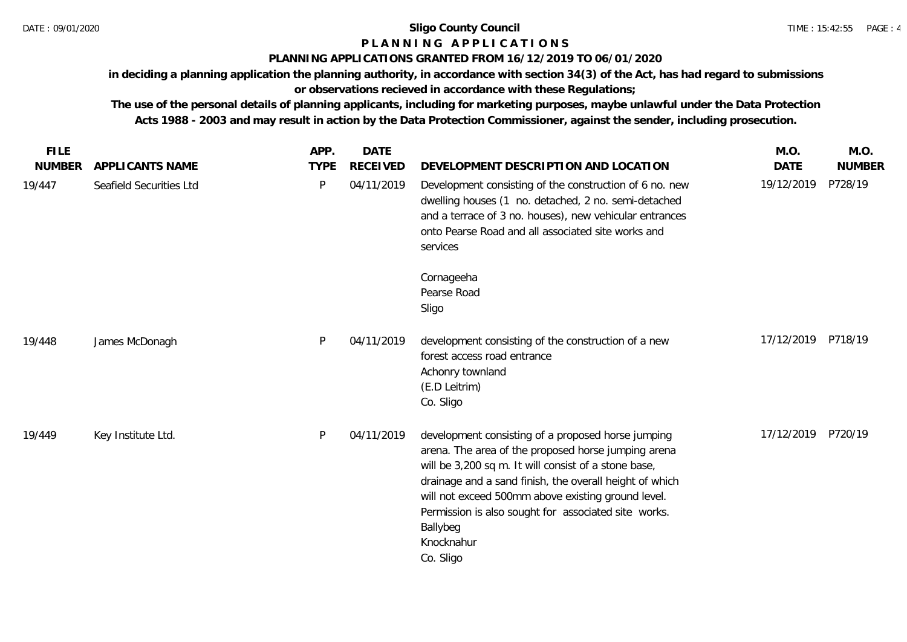**Sligo County Council**

**P L A N N I N G   A P P L I C A T I O N S**

**PLANNING APPLICATIONS GRANTED FROM 16/12/2019 TO 06/01/2020**

**in deciding a planning application the planning authority, in accordance with section 34(3) of the Act, has had regard to submissions or observations recieved in accordance with these Regulations;**

**The use of the personal details of planning applicants, including for marketing purposes, maybe unlawful under the Data Protection Acts 1988 - 2003 and may result in action by the Data Protection Commissioner, against the sender, including prosecution.**

| FILE NUMBER | APPLICANTS NAME | APP. TYPE | DATE RECEIVED | DEVELOPMENT DESCRIPTION AND LOCATION | M.O. DATE | M.O. NUMBER |
|---|---|---|---|---|---|---|
| 19/447 | Seafield Securities Ltd | P | 04/11/2019 | Development consisting of the construction of 6 no. new dwelling houses (1 no. detached, 2 no. semi-detached and a terrace of 3 no. houses), new vehicular entrances onto Pearse Road and all associated site works and services<br><br>Cornageeha<br>Pearse Road<br>Sligo | 19/12/2019 | P728/19 |
| 19/448 | James McDonagh | P | 04/11/2019 | development consisting of the construction of a new forest access road entrance<br>Achonry townland<br>(E.D Leitrim)<br>Co. Sligo | 17/12/2019 | P718/19 |
| 19/449 | Key Institute Ltd. | P | 04/11/2019 | development consisting of a proposed horse jumping arena. The area of the proposed horse jumping arena will be 3,200 sq m. It will consist of a stone base, drainage and a sand finish, the overall height of which will not exceed 500mm above existing ground level. Permission is also sought for associated site works.<br>Ballybeg<br>Knocknahur<br>Co. Sligo | 17/12/2019 | P720/19 |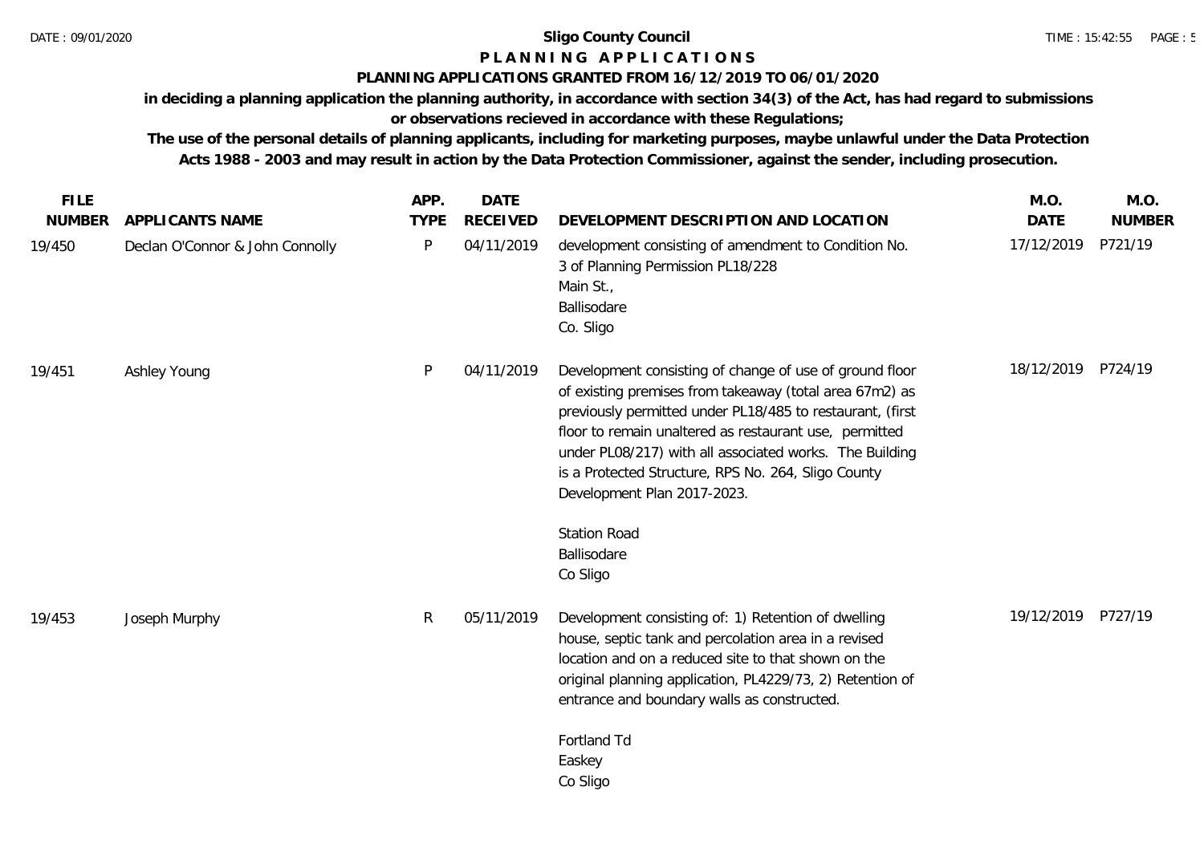**Sligo County Council**

**P L A N N I N G   A P P L I C A T I O N S**

**PLANNING APPLICATIONS GRANTED FROM 16/12/2019 TO 06/01/2020**

**in deciding a planning application the planning authority, in accordance with section 34(3) of the Act, has had regard to submissions or observations recieved in accordance with these Regulations;**

**The use of the personal details of planning applicants, including for marketing purposes, maybe unlawful under the Data Protection Acts 1988 - 2003 and may result in action by the Data Protection Commissioner, against the sender, including prosecution.**

| FILE NUMBER | APPLICANTS NAME | APP. TYPE | DATE RECEIVED | DEVELOPMENT DESCRIPTION AND LOCATION | M.O. DATE | M.O. NUMBER |
|---|---|---|---|---|---|---|
| 19/450 | Declan O'Connor & John Connolly | P | 04/11/2019 | development consisting of amendment to Condition No. 3 of Planning Permission PL18/228<br>Main St.,<br>Ballisodare<br>Co. Sligo | 17/12/2019 | P721/19 |
| 19/451 | Ashley Young | P | 04/11/2019 | Development consisting of change of use of ground floor of existing premises from takeaway (total area 67m2) as previously permitted under PL18/485 to restaurant, (first floor to remain unaltered as restaurant use, permitted under PL08/217) with all associated works. The Building is a Protected Structure, RPS No. 264, Sligo County Development Plan 2017-2023.<br><br>Station Road<br>Ballisodare<br>Co Sligo | 18/12/2019 | P724/19 |
| 19/453 | Joseph Murphy | R | 05/11/2019 | Development consisting of: 1) Retention of dwelling house, septic tank and percolation area in a revised location and on a reduced site to that shown on the original planning application, PL4229/73, 2) Retention of entrance and boundary walls as constructed.<br><br>Fortland Td<br>Easkey<br>Co Sligo | 19/12/2019 | P727/19 |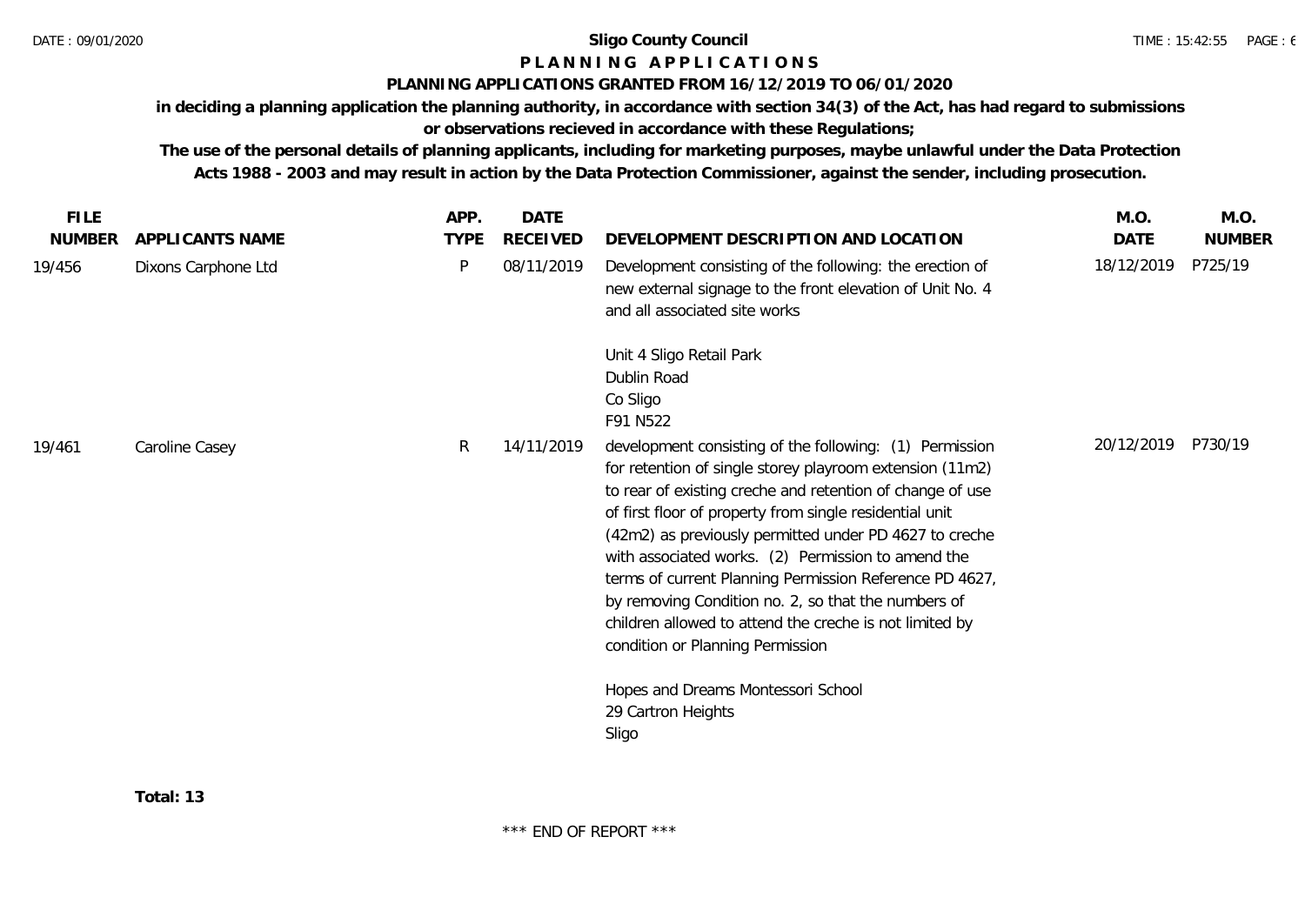# Sligo County Council

## P L A N N I N G   A P P L I C A T I O N S

### PLANNING APPLICATIONS GRANTED FROM 16/12/2019 TO 06/01/2020

**in deciding a planning application the planning authority, in accordance with section 34(3) of the Act, has had regard to submissions or observations recieved in accordance with these Regulations;**

**The use of the personal details of planning applicants, including for marketing purposes, maybe unlawful under the Data Protection Acts 1988 - 2003 and may result in action by the Data Protection Commissioner, against the sender, including prosecution.**

| FILE NUMBER | APPLICANTS NAME | APP. TYPE | DATE RECEIVED | DEVELOPMENT DESCRIPTION AND LOCATION | M.O. DATE | M.O. NUMBER |
|---|---|---|---|---|---|---|
| 19/456 | Dixons Carphone Ltd | P | 08/11/2019 | Development consisting of the following: the erection of new external signage to the front elevation of Unit No. 4 and all associated site works<br><br>Unit 4 Sligo Retail Park<br>Dublin Road<br>Co Sligo<br>F91 N522 | 18/12/2019 | P725/19 |
| 19/461 | Caroline Casey | R | 14/11/2019 | development consisting of the following: (1) Permission for retention of single storey playroom extension (11m2) to rear of existing creche and retention of change of use of first floor of property from single residential unit (42m2) as previously permitted under PD 4627 to creche with associated works. (2) Permission to amend the terms of current Planning Permission Reference PD 4627, by removing Condition no. 2, so that the numbers of children allowed to attend the creche is not limited by condition or Planning Permission<br><br>Hopes and Dreams Montessori School<br>29 Cartron Heights<br>Sligo | 20/12/2019 | P730/19 |

**Total: 13**

\*\*\* END OF REPORT \*\*\*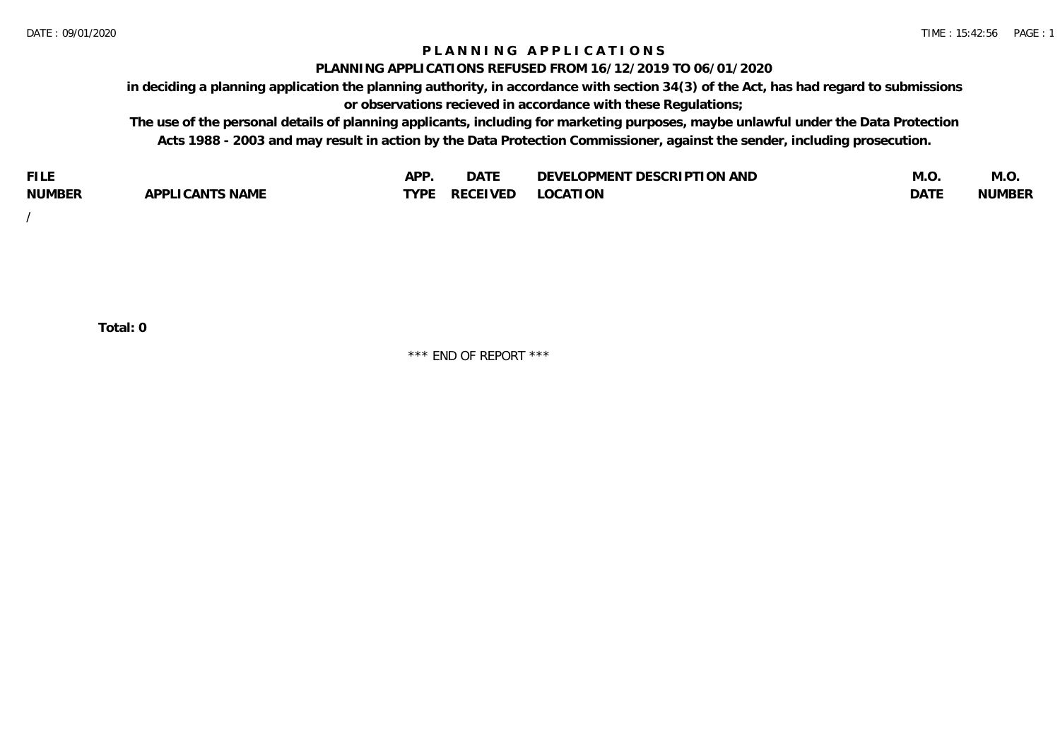# PLANNING APPLICATIONS

## PLANNING APPLICATIONS REFUSED FROM 16/12/2019 TO 06/01/2020

**in deciding a planning application the planning authority, in accordance with section 34(3) of the Act, has had regard to submissions or observations recieved in accordance with these Regulations;**

**The use of the personal details of planning applicants, including for marketing purposes, maybe unlawful under the Data Protection Acts 1988 - 2003 and may result in action by the Data Protection Commissioner, against the sender, including prosecution.**

| FILE NUMBER | APPLICANTS NAME | APP. TYPE | DATE RECEIVED | DEVELOPMENT DESCRIPTION AND LOCATION | M.O. DATE | M.O. NUMBER |
|---|---|---|---|---|---|---|
| / | | | | | | |

**Total: 0**

*** END OF REPORT ***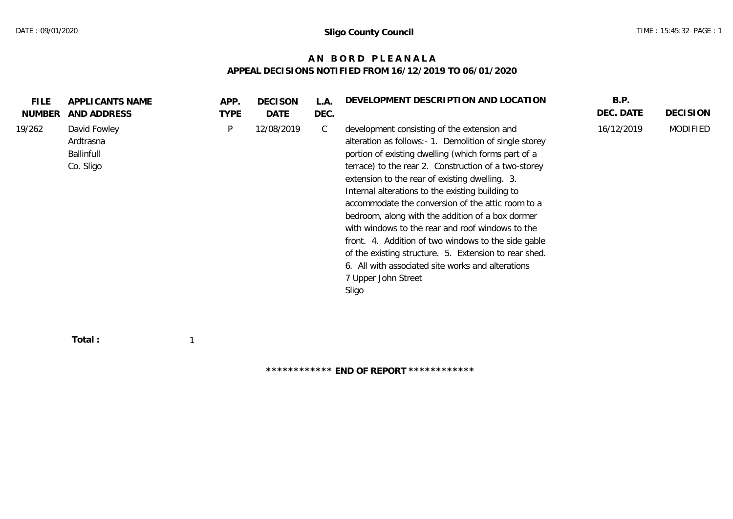**Sligo County Council**

# AN BORD PLEANALA
## APPEAL DECISIONS NOTIFIED FROM 16/12/2019 TO 06/01/2020

| FILE NUMBER | APPLICANTS NAME AND ADDRESS | APP. TYPE | DECISON DATE | L.A. DEC. | DEVELOPMENT DESCRIPTION AND LOCATION | B.P. DEC. DATE | DECISION |
|---|---|---|---|---|---|---|---|
| 19/262 | David Fowley Ardtrasna Ballinfull Co. Sligo | P | 12/08/2019 | C | development consisting of the extension and alteration as follows:- 1. Demolition of single storey portion of existing dwelling (which forms part of a terrace) to the rear 2. Construction of a two-storey extension to the rear of existing dwelling. 3. Internal alterations to the existing building to accommodate the conversion of the attic room to a bedroom, along with the addition of a box dormer with windows to the rear and roof windows to the front. 4. Addition of two windows to the side gable of the existing structure. 5. Extension to rear shed. 6. All with associated site works and alterations 7 Upper John Street Sligo | 16/12/2019 | MODIFIED |

**Total :** 1

**\*\*\*\*\*\*\*\*\*\*\*\* END OF REPORT \*\*\*\*\*\*\*\*\*\*\*\***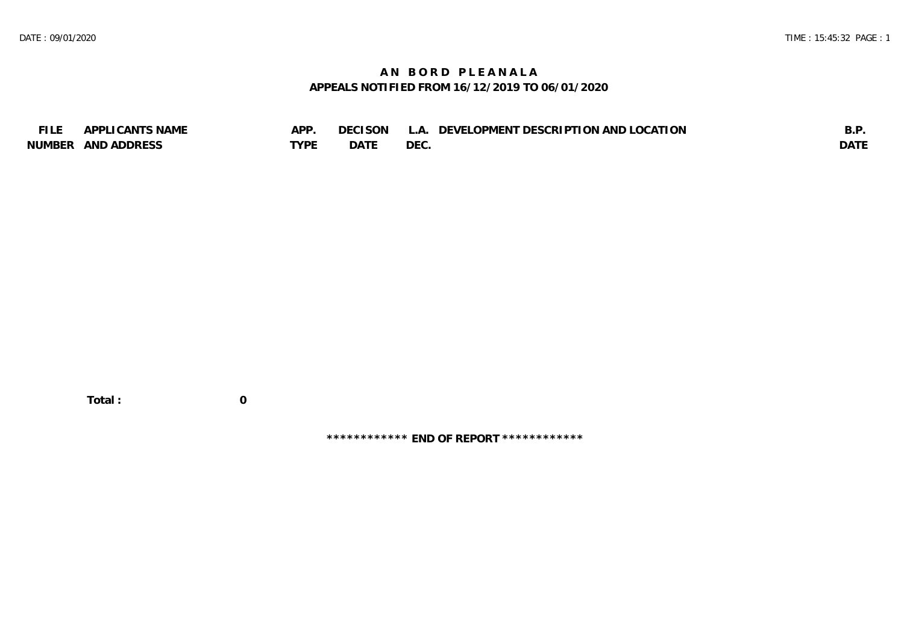# AN BORD PLEANALA

## APPEALS NOTIFIED FROM 16/12/2019 TO 06/01/2020

| FILE NUMBER | APPLICANTS NAME AND ADDRESS | APP. TYPE | DECISON DATE | L.A. DEC. | DEVELOPMENT DESCRIPTION AND LOCATION | B.P. DATE |
|---|---|---|---|---|---|---|

**Total : 0**

**************** END OF REPORT ****************